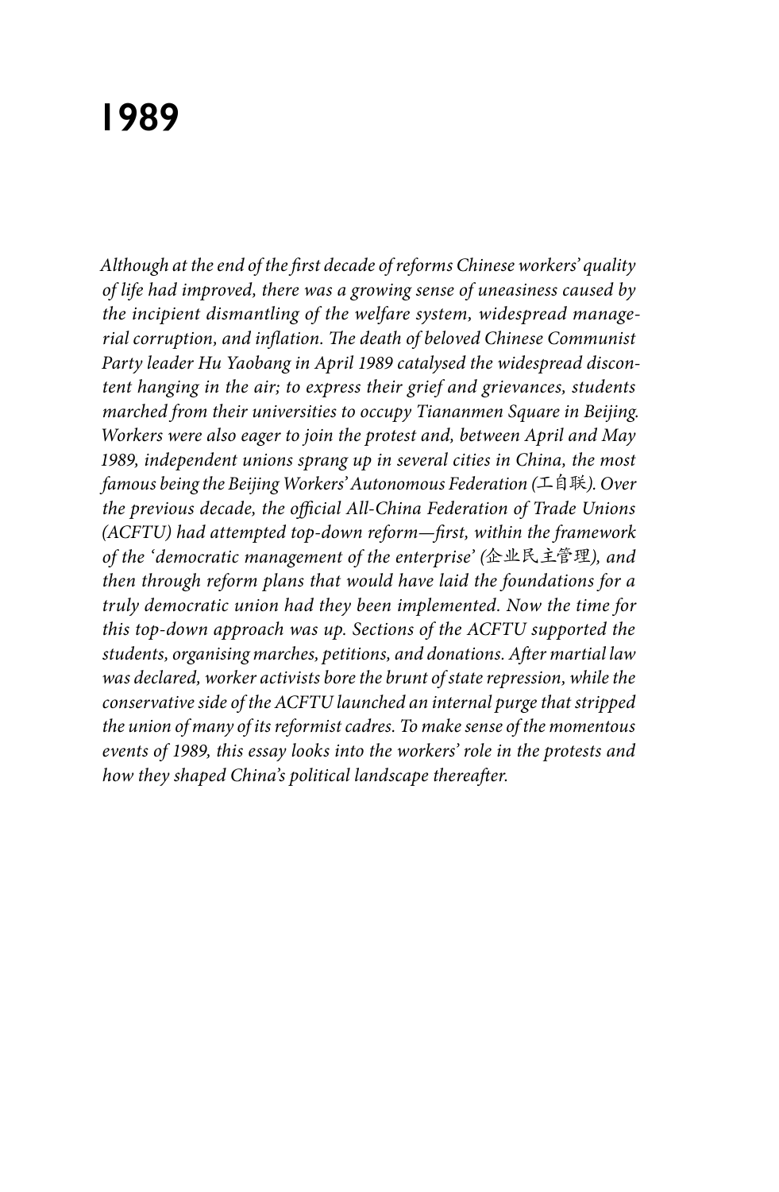# 1989

*Although at the end of the first decade of reforms Chinese workers' quality of life had improved, there was a growing sense of uneasiness caused by the incipient dismantling of the welfare system, widespread managerial corruption, and inflation. The death of beloved Chinese Communist Party leader Hu Yaobang in April 1989 catalysed the widespread discontent hanging in the air; to express their grief and grievances, students marched from their universities to occupy Tiananmen Square in Beijing. Workers were also eager to join the protest and, between April and May 1989, independent unions sprang up in several cities in China, the most famous being the Beijing Workers' Autonomous Federation (*工自联*). Over the previous decade, the official All-China Federation of Trade Unions (ACFTU) had attempted top-down reform—first, within the framework of the 'democratic management of the enterprise' (*企业民主管理*), and then through reform plans that would have laid the foundations for a truly democratic union had they been implemented. Now the time for this top-down approach was up. Sections of the ACFTU supported the students, organising marches, petitions, and donations. After martial law was declared, worker activists bore the brunt of state repression, while the conservative side of the ACFTU launched an internal purge that stripped the union of many of its reformist cadres. To make sense of the momentous events of 1989, this essay looks into the workers' role in the protests and how they shaped China's political landscape thereafter.*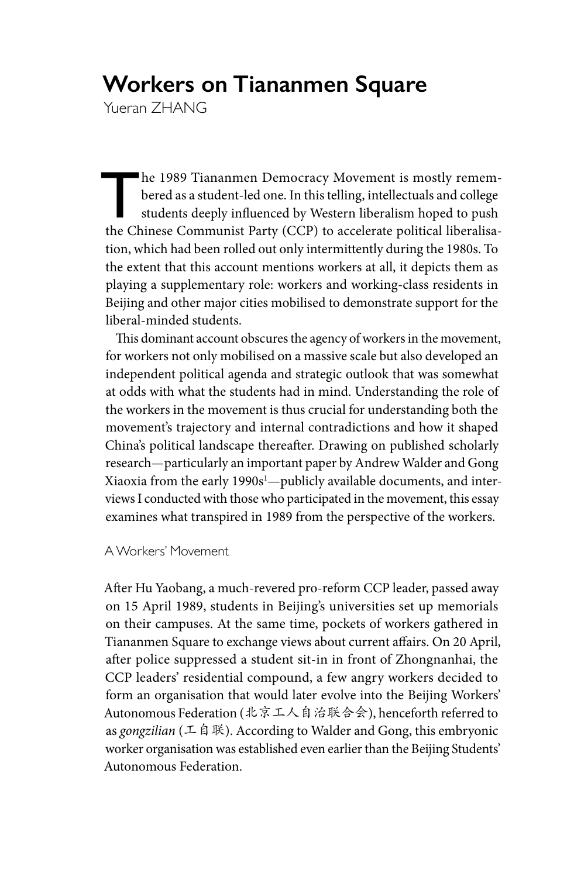# Workers on Tiananmen Square

Yueran ZHANG

The 1989 Tiananmen Democracy Movement is mostly remembered as a student-led one. In this telling, intellectuals and college students deeply influenced by Western liberalism hoped to push the Chinese Communist Party (CCP) to accelerate political liberalisation, which had been rolled out only intermittently during the 1980s. To the extent that this account mentions workers at all, it depicts them as playing a supplementary role: workers and working-class residents in Beijing and other major cities mobilised to demonstrate support for the liberal-minded students.

This dominant account obscures the agency of workers in the movement, for workers not only mobilised on a massive scale but also developed an independent political agenda and strategic outlook that was somewhat at odds with what the students had in mind. Understanding the role of the workers in the movement is thus crucial for understanding both the movement's trajectory and internal contradictions and how it shaped China's political landscape thereafter. Drawing on published scholarly research—particularly an important paper by Andrew Walder and Gong Xiaoxia from the early 1990s[1]—publicly available documents, and interviews I conducted with those who participated in the movement, this essay examines what transpired in 1989 from the perspective of the workers.

## A Workers' Movement

After Hu Yaobang, a much-revered pro-reform CCP leader, passed away on 15 April 1989, students in Beijing's universities set up memorials on their campuses. At the same time, pockets of workers gathered in Tiananmen Square to exchange views about current affairs. On 20 April, after police suppressed a student sit-in in front of Zhongnanhai, the CCP leaders' residential compound, a few angry workers decided to form an organisation that would later evolve into the Beijing Workers' Autonomous Federation (北京工人自治联合会), henceforth referred to as *gongzilian* (工自联). According to Walder and Gong, this embryonic worker organisation was established even earlier than the Beijing Students' Autonomous Federation.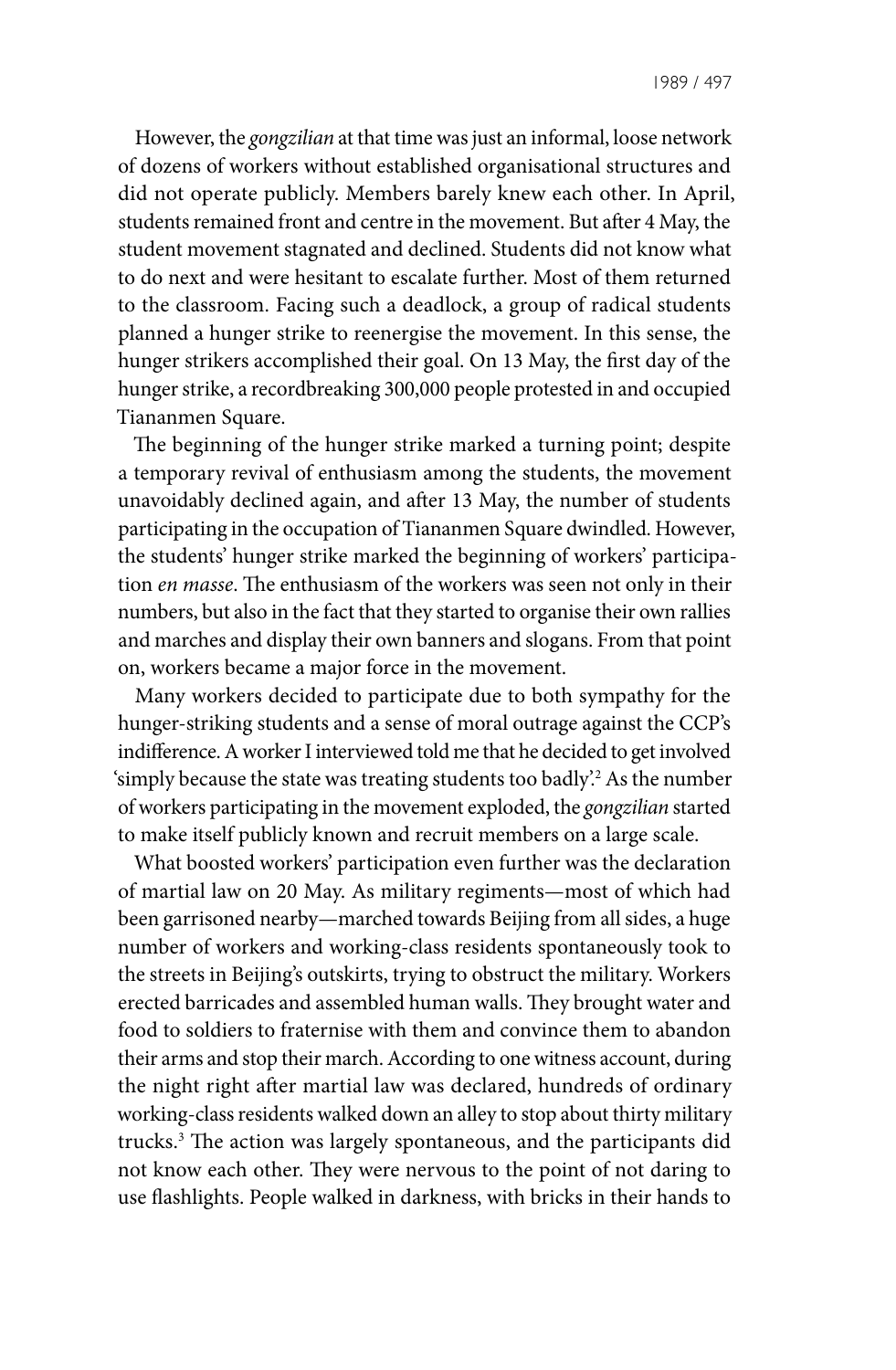However, the *gongzilian* at that time was just an informal, loose network of dozens of workers without established organisational structures and did not operate publicly. Members barely knew each other. In April, students remained front and centre in the movement. But after 4 May, the student movement stagnated and declined. Students did not know what to do next and were hesitant to escalate further. Most of them returned to the classroom. Facing such a deadlock, a group of radical students planned a hunger strike to reenergise the movement. In this sense, the hunger strikers accomplished their goal. On 13 May, the first day of the hunger strike, a recordbreaking 300,000 people protested in and occupied Tiananmen Square.

The beginning of the hunger strike marked a turning point; despite a temporary revival of enthusiasm among the students, the movement unavoidably declined again, and after 13 May, the number of students participating in the occupation of Tiananmen Square dwindled. However, the students' hunger strike marked the beginning of workers' participation *en masse*. The enthusiasm of the workers was seen not only in their numbers, but also in the fact that they started to organise their own rallies and marches and display their own banners and slogans. From that point on, workers became a major force in the movement.

Many workers decided to participate due to both sympathy for the hunger-striking students and a sense of moral outrage against the CCP's indifference. A worker I interviewed told me that he decided to get involved 'simply because the state was treating students too badly'.[2] As the number of workers participating in the movement exploded, the *gongzilian* started to make itself publicly known and recruit members on a large scale.

What boosted workers' participation even further was the declaration of martial law on 20 May. As military regiments—most of which had been garrisoned nearby—marched towards Beijing from all sides, a huge number of workers and working-class residents spontaneously took to the streets in Beijing's outskirts, trying to obstruct the military. Workers erected barricades and assembled human walls. They brought water and food to soldiers to fraternise with them and convince them to abandon their arms and stop their march. According to one witness account, during the night right after martial law was declared, hundreds of ordinary working-class residents walked down an alley to stop about thirty military trucks.[3] The action was largely spontaneous, and the participants did not know each other. They were nervous to the point of not daring to use flashlights. People walked in darkness, with bricks in their hands to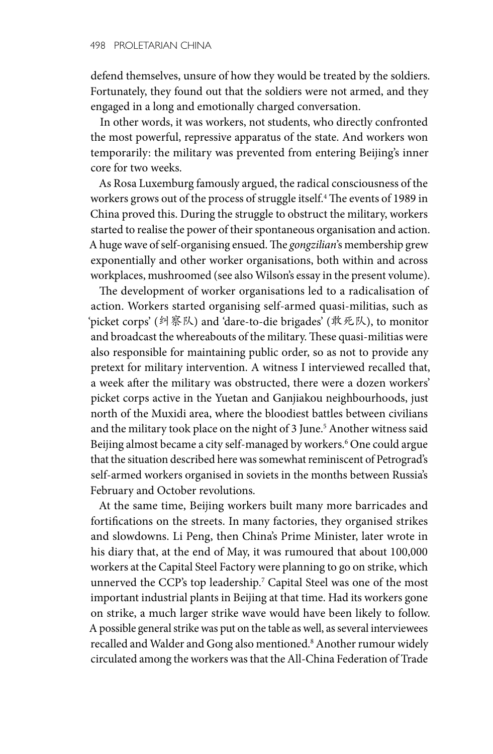defend themselves, unsure of how they would be treated by the soldiers. Fortunately, they found out that the soldiers were not armed, and they engaged in a long and emotionally charged conversation.

In other words, it was workers, not students, who directly confronted the most powerful, repressive apparatus of the state. And workers won temporarily: the military was prevented from entering Beijing's inner core for two weeks.

As Rosa Luxemburg famously argued, the radical consciousness of the workers grows out of the process of struggle itself.[4] The events of 1989 in China proved this. During the struggle to obstruct the military, workers started to realise the power of their spontaneous organisation and action. A huge wave of self-organising ensued. The *gongzilian*'s membership grew exponentially and other worker organisations, both within and across workplaces, mushroomed (see also Wilson's essay in the present volume).

The development of worker organisations led to a radicalisation of action. Workers started organising self-armed quasi-militias, such as 'picket corps' (纠察队) and 'dare-to-die brigades' (敢死队), to monitor and broadcast the whereabouts of the military. These quasi-militias were also responsible for maintaining public order, so as not to provide any pretext for military intervention. A witness I interviewed recalled that, a week after the military was obstructed, there were a dozen workers' picket corps active in the Yuetan and Ganjiakou neighbourhoods, just north of the Muxidi area, where the bloodiest battles between civilians and the military took place on the night of 3 June.[5] Another witness said Beijing almost became a city self-managed by workers.[6] One could argue that the situation described here was somewhat reminiscent of Petrograd's self-armed workers organised in soviets in the months between Russia's February and October revolutions.

At the same time, Beijing workers built many more barricades and fortifications on the streets. In many factories, they organised strikes and slowdowns. Li Peng, then China's Prime Minister, later wrote in his diary that, at the end of May, it was rumoured that about 100,000 workers at the Capital Steel Factory were planning to go on strike, which unnerved the CCP's top leadership.[7] Capital Steel was one of the most important industrial plants in Beijing at that time. Had its workers gone on strike, a much larger strike wave would have been likely to follow. A possible general strike was put on the table as well, as several interviewees recalled and Walder and Gong also mentioned.[8] Another rumour widely circulated among the workers was that the All-China Federation of Trade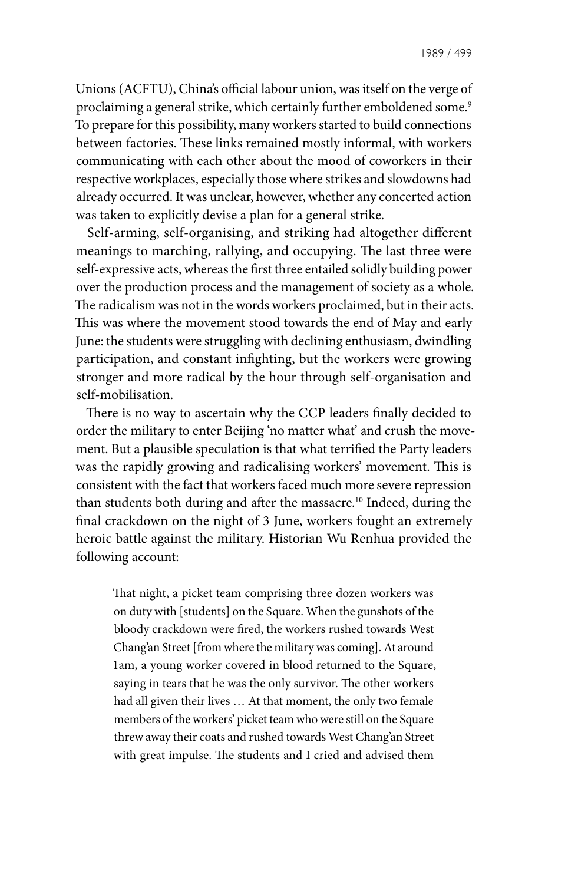Unions (ACFTU), China's official labour union, was itself on the verge of proclaiming a general strike, which certainly further emboldened some.[9] To prepare for this possibility, many workers started to build connections between factories. These links remained mostly informal, with workers communicating with each other about the mood of coworkers in their respective workplaces, especially those where strikes and slowdowns had already occurred. It was unclear, however, whether any concerted action was taken to explicitly devise a plan for a general strike.

Self-arming, self-organising, and striking had altogether different meanings to marching, rallying, and occupying. The last three were self-expressive acts, whereas the first three entailed solidly building power over the production process and the management of society as a whole. The radicalism was not in the words workers proclaimed, but in their acts. This was where the movement stood towards the end of May and early June: the students were struggling with declining enthusiasm, dwindling participation, and constant infighting, but the workers were growing stronger and more radical by the hour through self-organisation and self-mobilisation.

There is no way to ascertain why the CCP leaders finally decided to order the military to enter Beijing 'no matter what' and crush the movement. But a plausible speculation is that what terrified the Party leaders was the rapidly growing and radicalising workers' movement. This is consistent with the fact that workers faced much more severe repression than students both during and after the massacre.[10] Indeed, during the final crackdown on the night of 3 June, workers fought an extremely heroic battle against the military. Historian Wu Renhua provided the following account:

> That night, a picket team comprising three dozen workers was on duty with [students] on the Square. When the gunshots of the bloody crackdown were fired, the workers rushed towards West Chang'an Street [from where the military was coming]. At around 1am, a young worker covered in blood returned to the Square, saying in tears that he was the only survivor. The other workers had all given their lives … At that moment, the only two female members of the workers' picket team who were still on the Square threw away their coats and rushed towards West Chang'an Street with great impulse. The students and I cried and advised them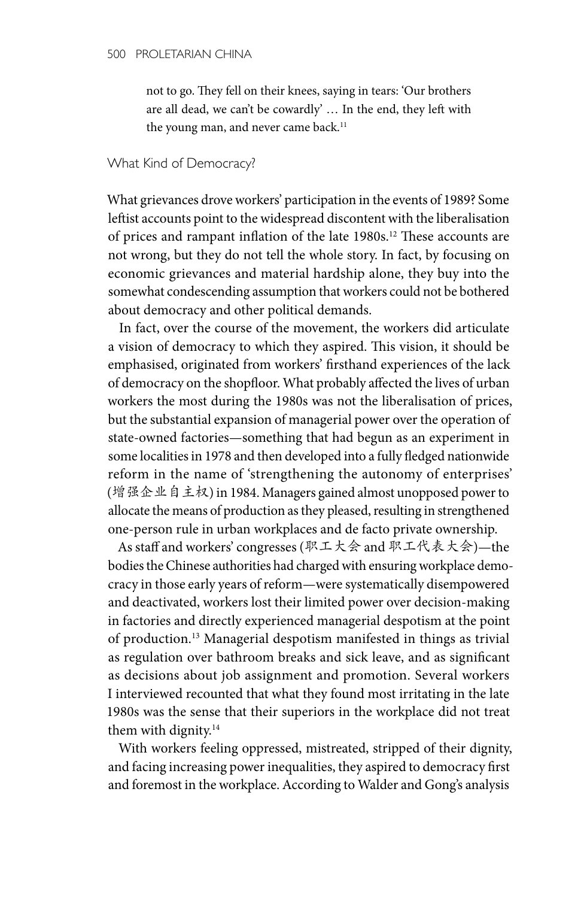> not to go. They fell on their knees, saying in tears: 'Our brothers are all dead, we can't be cowardly' … In the end, they left with the young man, and never came back.[11]

## What Kind of Democracy?

What grievances drove workers' participation in the events of 1989? Some leftist accounts point to the widespread discontent with the liberalisation of prices and rampant inflation of the late 1980s.[12] These accounts are not wrong, but they do not tell the whole story. In fact, by focusing on economic grievances and material hardship alone, they buy into the somewhat condescending assumption that workers could not be bothered about democracy and other political demands.

In fact, over the course of the movement, the workers did articulate a vision of democracy to which they aspired. This vision, it should be emphasised, originated from workers' firsthand experiences of the lack of democracy on the shopfloor. What probably affected the lives of urban workers the most during the 1980s was not the liberalisation of prices, but the substantial expansion of managerial power over the operation of state-owned factories—something that had begun as an experiment in some localities in 1978 and then developed into a fully fledged nationwide reform in the name of 'strengthening the autonomy of enterprises' (增强企业自主权) in 1984. Managers gained almost unopposed power to allocate the means of production as they pleased, resulting in strengthened one-person rule in urban workplaces and de facto private ownership.

As staff and workers' congresses (职工大会 and 职工代表大会)—the bodies the Chinese authorities had charged with ensuring workplace democracy in those early years of reform—were systematically disempowered and deactivated, workers lost their limited power over decision-making in factories and directly experienced managerial despotism at the point of production.[13] Managerial despotism manifested in things as trivial as regulation over bathroom breaks and sick leave, and as significant as decisions about job assignment and promotion. Several workers I interviewed recounted that what they found most irritating in the late 1980s was the sense that their superiors in the workplace did not treat them with dignity.[14]

With workers feeling oppressed, mistreated, stripped of their dignity, and facing increasing power inequalities, they aspired to democracy first and foremost in the workplace. According to Walder and Gong's analysis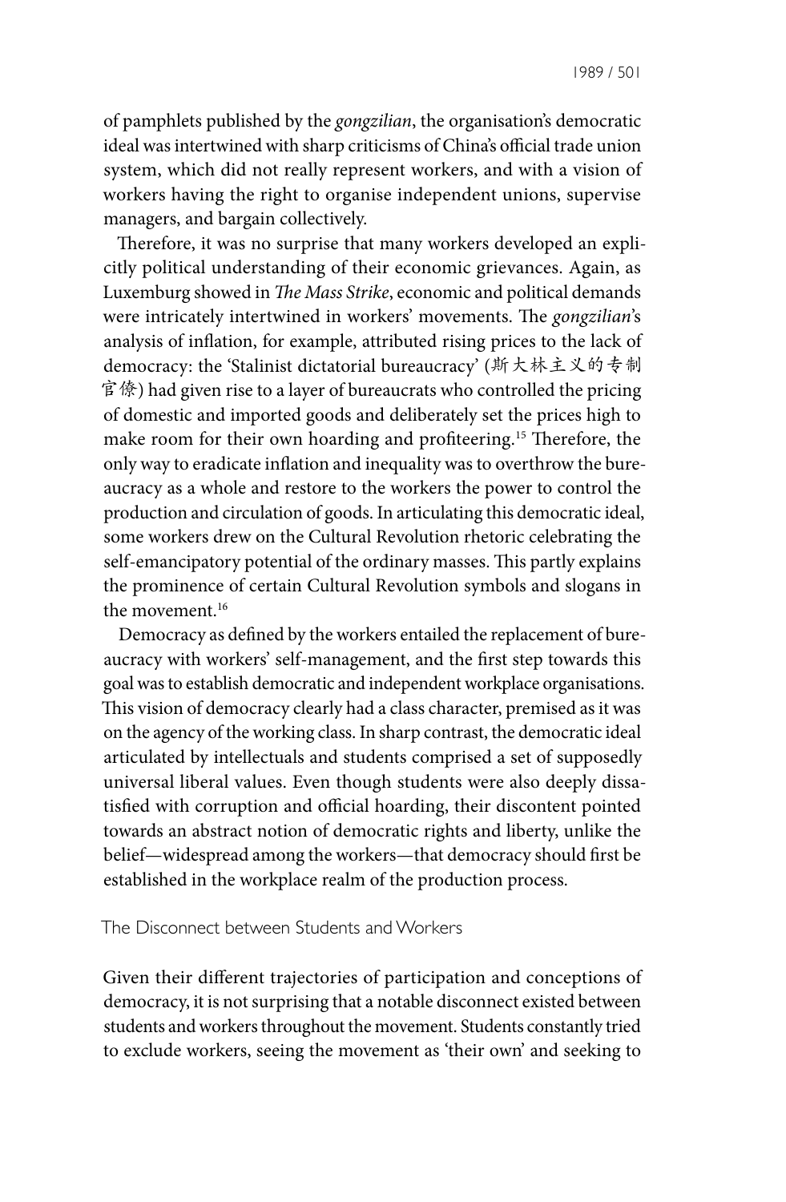of pamphlets published by the *gongzilian*, the organisation's democratic ideal was intertwined with sharp criticisms of China's official trade union system, which did not really represent workers, and with a vision of workers having the right to organise independent unions, supervise managers, and bargain collectively.

Therefore, it was no surprise that many workers developed an explicitly political understanding of their economic grievances. Again, as Luxemburg showed in *The Mass Strike*, economic and political demands were intricately intertwined in workers' movements. The *gongzilian*'s analysis of inflation, for example, attributed rising prices to the lack of democracy: the 'Stalinist dictatorial bureaucracy' (斯大林主义的专制官僚) had given rise to a layer of bureaucrats who controlled the pricing of domestic and imported goods and deliberately set the prices high to make room for their own hoarding and profiteering.[15] Therefore, the only way to eradicate inflation and inequality was to overthrow the bureaucracy as a whole and restore to the workers the power to control the production and circulation of goods. In articulating this democratic ideal, some workers drew on the Cultural Revolution rhetoric celebrating the self-emancipatory potential of the ordinary masses. This partly explains the prominence of certain Cultural Revolution symbols and slogans in the movement.[16]

Democracy as defined by the workers entailed the replacement of bureaucracy with workers' self-management, and the first step towards this goal was to establish democratic and independent workplace organisations. This vision of democracy clearly had a class character, premised as it was on the agency of the working class. In sharp contrast, the democratic ideal articulated by intellectuals and students comprised a set of supposedly universal liberal values. Even though students were also deeply dissatisfied with corruption and official hoarding, their discontent pointed towards an abstract notion of democratic rights and liberty, unlike the belief—widespread among the workers—that democracy should first be established in the workplace realm of the production process.

## The Disconnect between Students and Workers

Given their different trajectories of participation and conceptions of democracy, it is not surprising that a notable disconnect existed between students and workers throughout the movement. Students constantly tried to exclude workers, seeing the movement as 'their own' and seeking to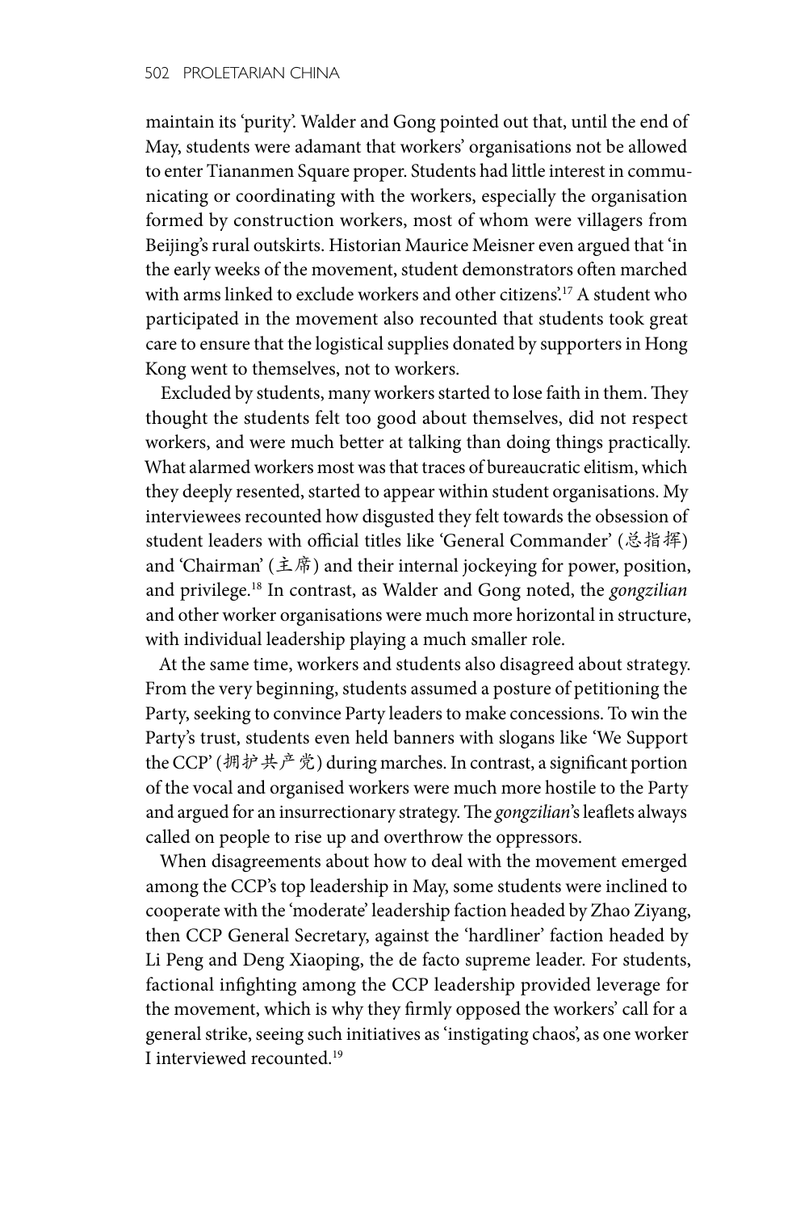maintain its 'purity'. Walder and Gong pointed out that, until the end of May, students were adamant that workers' organisations not be allowed to enter Tiananmen Square proper. Students had little interest in communicating or coordinating with the workers, especially the organisation formed by construction workers, most of whom were villagers from Beijing's rural outskirts. Historian Maurice Meisner even argued that 'in the early weeks of the movement, student demonstrators often marched with arms linked to exclude workers and other citizens'.[17] A student who participated in the movement also recounted that students took great care to ensure that the logistical supplies donated by supporters in Hong Kong went to themselves, not to workers.

Excluded by students, many workers started to lose faith in them. They thought the students felt too good about themselves, did not respect workers, and were much better at talking than doing things practically. What alarmed workers most was that traces of bureaucratic elitism, which they deeply resented, started to appear within student organisations. My interviewees recounted how disgusted they felt towards the obsession of student leaders with official titles like 'General Commander' (总指挥) and 'Chairman' (主席) and their internal jockeying for power, position, and privilege.[18] In contrast, as Walder and Gong noted, the *gongzilian* and other worker organisations were much more horizontal in structure, with individual leadership playing a much smaller role.

At the same time, workers and students also disagreed about strategy. From the very beginning, students assumed a posture of petitioning the Party, seeking to convince Party leaders to make concessions. To win the Party's trust, students even held banners with slogans like 'We Support the CCP' (拥护共产党) during marches. In contrast, a significant portion of the vocal and organised workers were much more hostile to the Party and argued for an insurrectionary strategy. The *gongzilian*'s leaflets always called on people to rise up and overthrow the oppressors.

When disagreements about how to deal with the movement emerged among the CCP's top leadership in May, some students were inclined to cooperate with the 'moderate' leadership faction headed by Zhao Ziyang, then CCP General Secretary, against the 'hardliner' faction headed by Li Peng and Deng Xiaoping, the de facto supreme leader. For students, factional infighting among the CCP leadership provided leverage for the movement, which is why they firmly opposed the workers' call for a general strike, seeing such initiatives as 'instigating chaos', as one worker I interviewed recounted.[19]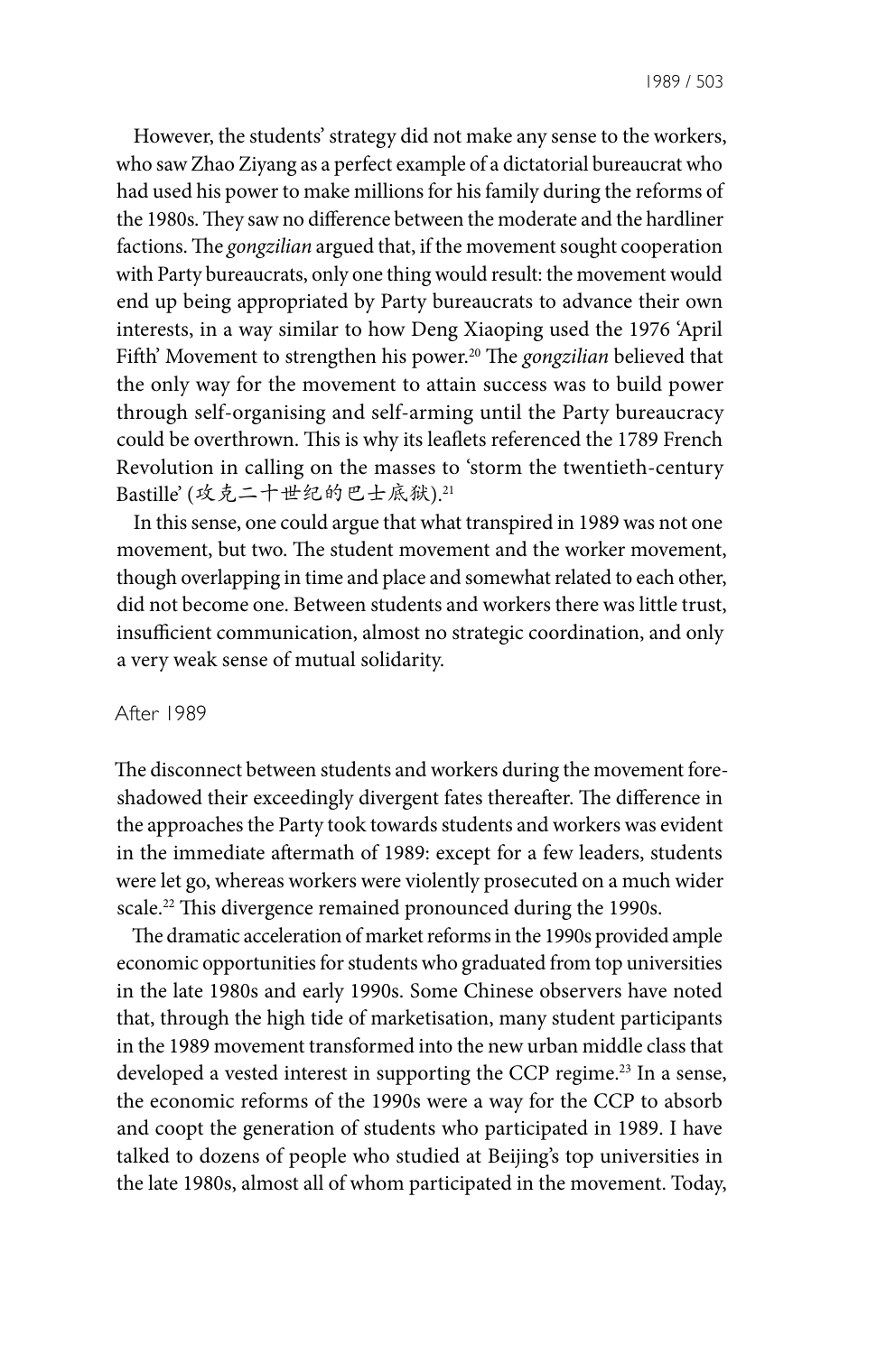However, the students' strategy did not make any sense to the workers, who saw Zhao Ziyang as a perfect example of a dictatorial bureaucrat who had used his power to make millions for his family during the reforms of the 1980s. They saw no difference between the moderate and the hardliner factions. The *gongzilian* argued that, if the movement sought cooperation with Party bureaucrats, only one thing would result: the movement would end up being appropriated by Party bureaucrats to advance their own interests, in a way similar to how Deng Xiaoping used the 1976 'April Fifth' Movement to strengthen his power.[20] The *gongzilian* believed that the only way for the movement to attain success was to build power through self-organising and self-arming until the Party bureaucracy could be overthrown. This is why its leaflets referenced the 1789 French Revolution in calling on the masses to 'storm the twentieth-century Bastille' (攻克二十世纪的巴士底狱).[21]

In this sense, one could argue that what transpired in 1989 was not one movement, but two. The student movement and the worker movement, though overlapping in time and place and somewhat related to each other, did not become one. Between students and workers there was little trust, insufficient communication, almost no strategic coordination, and only a very weak sense of mutual solidarity.

## After 1989

The disconnect between students and workers during the movement foreshadowed their exceedingly divergent fates thereafter. The difference in the approaches the Party took towards students and workers was evident in the immediate aftermath of 1989: except for a few leaders, students were let go, whereas workers were violently prosecuted on a much wider scale.[22] This divergence remained pronounced during the 1990s.

The dramatic acceleration of market reforms in the 1990s provided ample economic opportunities for students who graduated from top universities in the late 1980s and early 1990s. Some Chinese observers have noted that, through the high tide of marketisation, many student participants in the 1989 movement transformed into the new urban middle class that developed a vested interest in supporting the CCP regime.[23] In a sense, the economic reforms of the 1990s were a way for the CCP to absorb and coopt the generation of students who participated in 1989. I have talked to dozens of people who studied at Beijing's top universities in the late 1980s, almost all of whom participated in the movement. Today,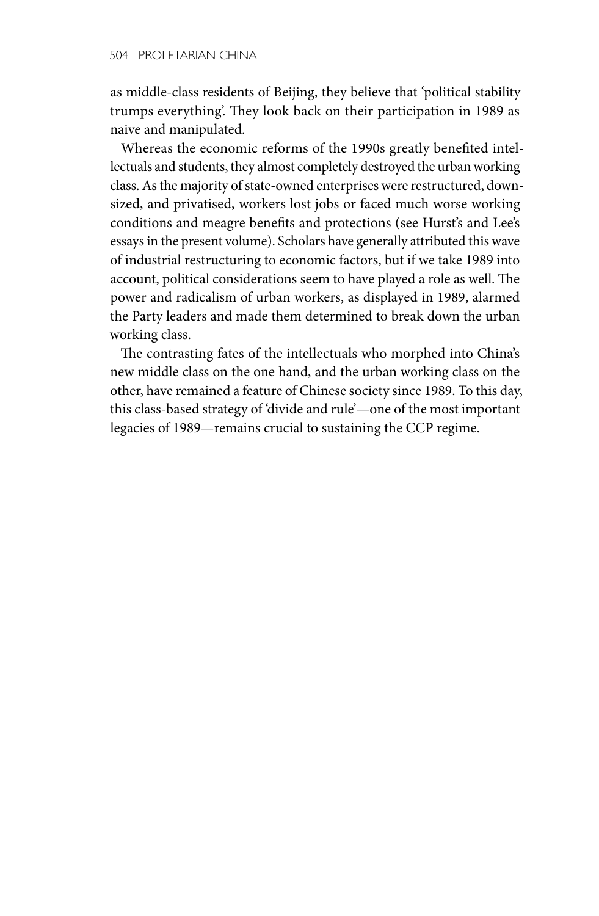as middle-class residents of Beijing, they believe that 'political stability trumps everything'. They look back on their participation in 1989 as naive and manipulated.

Whereas the economic reforms of the 1990s greatly benefited intellectuals and students, they almost completely destroyed the urban working class. As the majority of state-owned enterprises were restructured, downsized, and privatised, workers lost jobs or faced much worse working conditions and meagre benefits and protections (see Hurst's and Lee's essays in the present volume). Scholars have generally attributed this wave of industrial restructuring to economic factors, but if we take 1989 into account, political considerations seem to have played a role as well. The power and radicalism of urban workers, as displayed in 1989, alarmed the Party leaders and made them determined to break down the urban working class.

The contrasting fates of the intellectuals who morphed into China's new middle class on the one hand, and the urban working class on the other, have remained a feature of Chinese society since 1989. To this day, this class-based strategy of 'divide and rule'—one of the most important legacies of 1989—remains crucial to sustaining the CCP regime.